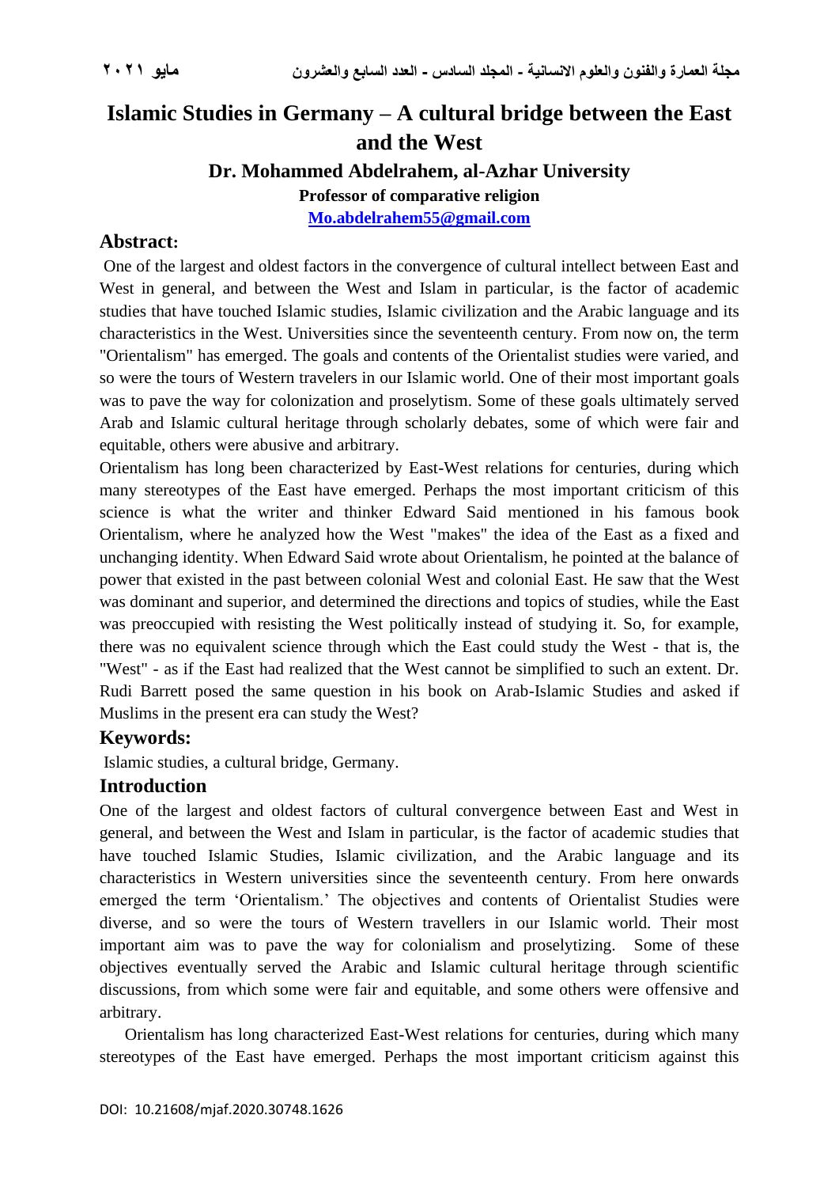# Islamic Studies in Germany – A cultural bridge between the East and the West

**Dr. Mohammed Abdelrahem, al-Azhar University**

**Professor of comparative religion**

**Mo.abdelrahem55@gmail.com**

## Abstract:

One of the largest and oldest factors in the convergence of cultural intellect between East and West in general, and between the West and Islam in particular, is the factor of academic studies that have touched Islamic studies, Islamic civilization and the Arabic language and its characteristics in the West. Universities since the seventeenth century. From now on, the term "Orientalism" has emerged. The goals and contents of the Orientalist studies were varied, and so were the tours of Western travelers in our Islamic world. One of their most important goals was to pave the way for colonization and proselytism. Some of these goals ultimately served Arab and Islamic cultural heritage through scholarly debates, some of which were fair and equitable, others were abusive and arbitrary.

Orientalism has long been characterized by East-West relations for centuries, during which many stereotypes of the East have emerged. Perhaps the most important criticism of this science is what the writer and thinker Edward Said mentioned in his famous book Orientalism, where he analyzed how the West "makes" the idea of the East as a fixed and unchanging identity. When Edward Said wrote about Orientalism, he pointed at the balance of power that existed in the past between colonial West and colonial East. He saw that the West was dominant and superior, and determined the directions and topics of studies, while the East was preoccupied with resisting the West politically instead of studying it. So, for example, there was no equivalent science through which the East could study the West - that is, the "West" - as if the East had realized that the West cannot be simplified to such an extent. Dr. Rudi Barrett posed the same question in his book on Arab-Islamic Studies and asked if Muslims in the present era can study the West?

## Keywords:

Islamic studies, a cultural bridge, Germany.

## Introduction

One of the largest and oldest factors of cultural convergence between East and West in general, and between the West and Islam in particular, is the factor of academic studies that have touched Islamic Studies, Islamic civilization, and the Arabic language and its characteristics in Western universities since the seventeenth century. From here onwards emerged the term 'Orientalism.' The objectives and contents of Orientalist Studies were diverse, and so were the tours of Western travellers in our Islamic world. Their most important aim was to pave the way for colonialism and proselytizing. Some of these objectives eventually served the Arabic and Islamic cultural heritage through scientific discussions, from which some were fair and equitable, and some others were offensive and arbitrary.

Orientalism has long characterized East-West relations for centuries, during which many stereotypes of the East have emerged. Perhaps the most important criticism against this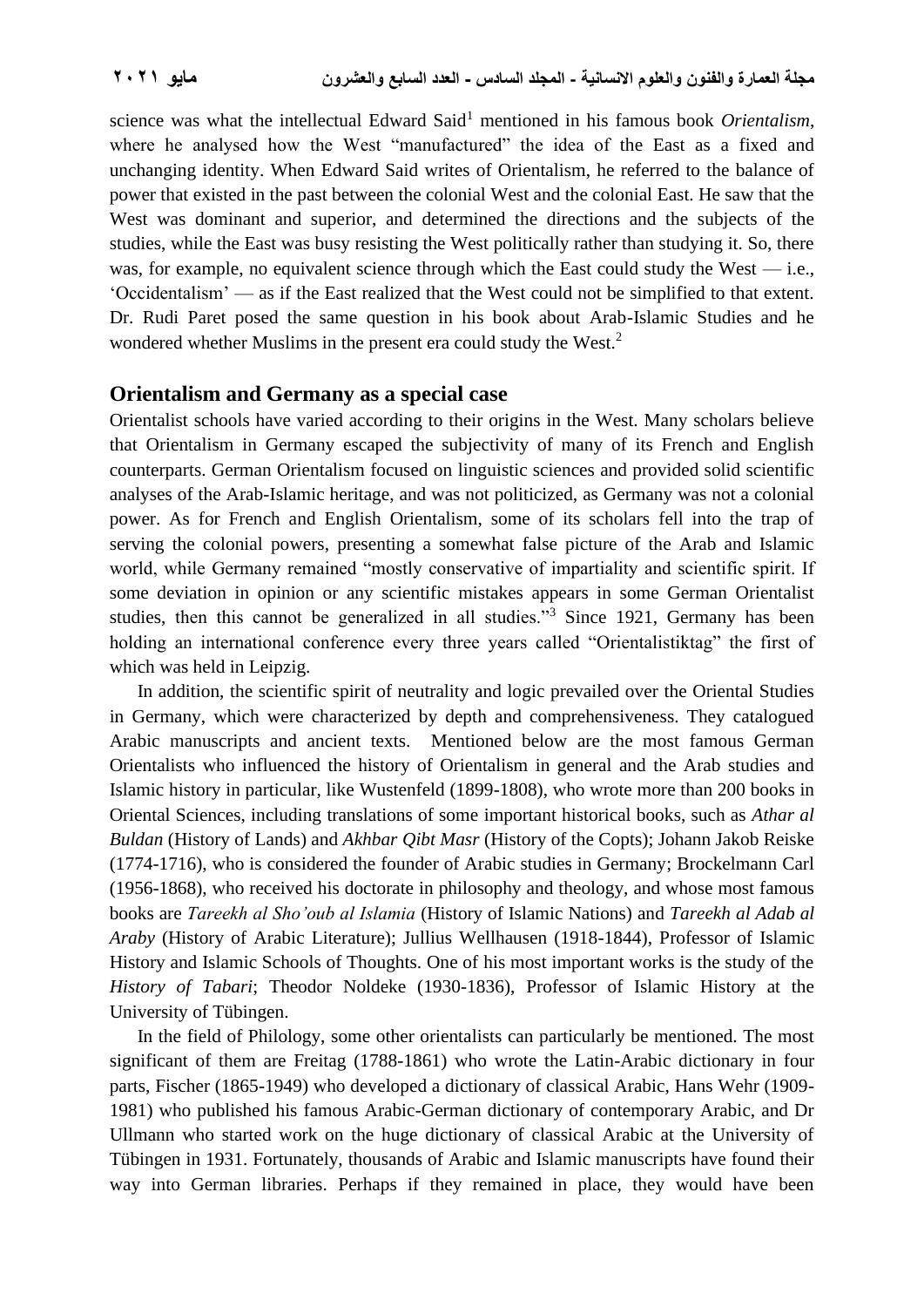science was what the intellectual Edward Said[1] mentioned in his famous book *Orientalism*, where he analysed how the West "manufactured" the idea of the East as a fixed and unchanging identity. When Edward Said writes of Orientalism, he referred to the balance of power that existed in the past between the colonial West and the colonial East. He saw that the West was dominant and superior, and determined the directions and the subjects of the studies, while the East was busy resisting the West politically rather than studying it. So, there was, for example, no equivalent science through which the East could study the West — i.e., 'Occidentalism' — as if the East realized that the West could not be simplified to that extent. Dr. Rudi Paret posed the same question in his book about Arab-Islamic Studies and he wondered whether Muslims in the present era could study the West.[2]

## Orientalism and Germany as a special case

Orientalist schools have varied according to their origins in the West. Many scholars believe that Orientalism in Germany escaped the subjectivity of many of its French and English counterparts. German Orientalism focused on linguistic sciences and provided solid scientific analyses of the Arab-Islamic heritage, and was not politicized, as Germany was not a colonial power. As for French and English Orientalism, some of its scholars fell into the trap of serving the colonial powers, presenting a somewhat false picture of the Arab and Islamic world, while Germany remained "mostly conservative of impartiality and scientific spirit. If some deviation in opinion or any scientific mistakes appears in some German Orientalist studies, then this cannot be generalized in all studies."[3] Since 1921, Germany has been holding an international conference every three years called "Orientalistiktag" the first of which was held in Leipzig.

In addition, the scientific spirit of neutrality and logic prevailed over the Oriental Studies in Germany, which were characterized by depth and comprehensiveness. They catalogued Arabic manuscripts and ancient texts. Mentioned below are the most famous German Orientalists who influenced the history of Orientalism in general and the Arab studies and Islamic history in particular, like Wustenfeld (1899-1808), who wrote more than 200 books in Oriental Sciences, including translations of some important historical books, such as *Athar al Buldan* (History of Lands) and *Akhbar Qibt Masr* (History of the Copts); Johann Jakob Reiske (1774-1716), who is considered the founder of Arabic studies in Germany; Brockelmann Carl (1956-1868), who received his doctorate in philosophy and theology, and whose most famous books are *Tareekh al Sho'oub al Islamia* (History of Islamic Nations) and *Tareekh al Adab al Araby* (History of Arabic Literature); Jullius Wellhausen (1918-1844), Professor of Islamic History and Islamic Schools of Thoughts. One of his most important works is the study of the *History of Tabari*; Theodor Noldeke (1930-1836), Professor of Islamic History at the University of Tübingen.

In the field of Philology, some other orientalists can particularly be mentioned. The most significant of them are Freitag (1788-1861) who wrote the Latin-Arabic dictionary in four parts, Fischer (1865-1949) who developed a dictionary of classical Arabic, Hans Wehr (1909-1981) who published his famous Arabic-German dictionary of contemporary Arabic, and Dr Ullmann who started work on the huge dictionary of classical Arabic at the University of Tübingen in 1931. Fortunately, thousands of Arabic and Islamic manuscripts have found their way into German libraries. Perhaps if they remained in place, they would have been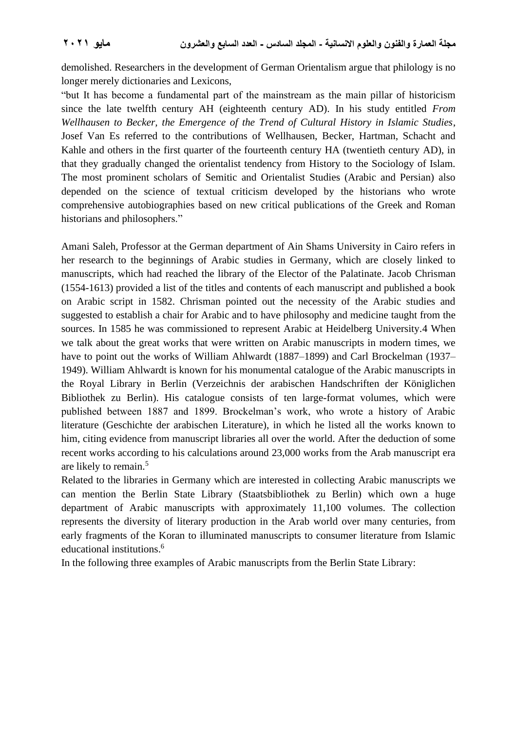demolished. Researchers in the development of German Orientalism argue that philology is no longer merely dictionaries and Lexicons,

"but It has become a fundamental part of the mainstream as the main pillar of historicism since the late twelfth century AH (eighteenth century AD). In his study entitled *From Wellhausen to Becker, the Emergence of the Trend of Cultural History in Islamic Studies*, Josef Van Es referred to the contributions of Wellhausen, Becker, Hartman, Schacht and Kahle and others in the first quarter of the fourteenth century HA (twentieth century AD), in that they gradually changed the orientalist tendency from History to the Sociology of Islam. The most prominent scholars of Semitic and Orientalist Studies (Arabic and Persian) also depended on the science of textual criticism developed by the historians who wrote comprehensive autobiographies based on new critical publications of the Greek and Roman historians and philosophers."

Amani Saleh, Professor at the German department of Ain Shams University in Cairo refers in her research to the beginnings of Arabic studies in Germany, which are closely linked to manuscripts, which had reached the library of the Elector of the Palatinate. Jacob Chrisman (1554-1613) provided a list of the titles and contents of each manuscript and published a book on Arabic script in 1582. Chrisman pointed out the necessity of the Arabic studies and suggested to establish a chair for Arabic and to have philosophy and medicine taught from the sources. In 1585 he was commissioned to represent Arabic at Heidelberg University.4 When we talk about the great works that were written on Arabic manuscripts in modern times, we have to point out the works of William Ahlwardt (1887–1899) and Carl Brockelman (1937–1949). William Ahlwardt is known for his monumental catalogue of the Arabic manuscripts in the Royal Library in Berlin (Verzeichnis der arabischen Handschriften der Königlichen Bibliothek zu Berlin). His catalogue consists of ten large-format volumes, which were published between 1887 and 1899. Brockelman's work, who wrote a history of Arabic literature (Geschichte der arabischen Literature), in which he listed all the works known to him, citing evidence from manuscript libraries all over the world. After the deduction of some recent works according to his calculations around 23,000 works from the Arab manuscript era are likely to remain.[5]

Related to the libraries in Germany which are interested in collecting Arabic manuscripts we can mention the Berlin State Library (Staatsbibliothek zu Berlin) which own a huge department of Arabic manuscripts with approximately 11,100 volumes. The collection represents the diversity of literary production in the Arab world over many centuries, from early fragments of the Koran to illuminated manuscripts to consumer literature from Islamic educational institutions.[6]

In the following three examples of Arabic manuscripts from the Berlin State Library: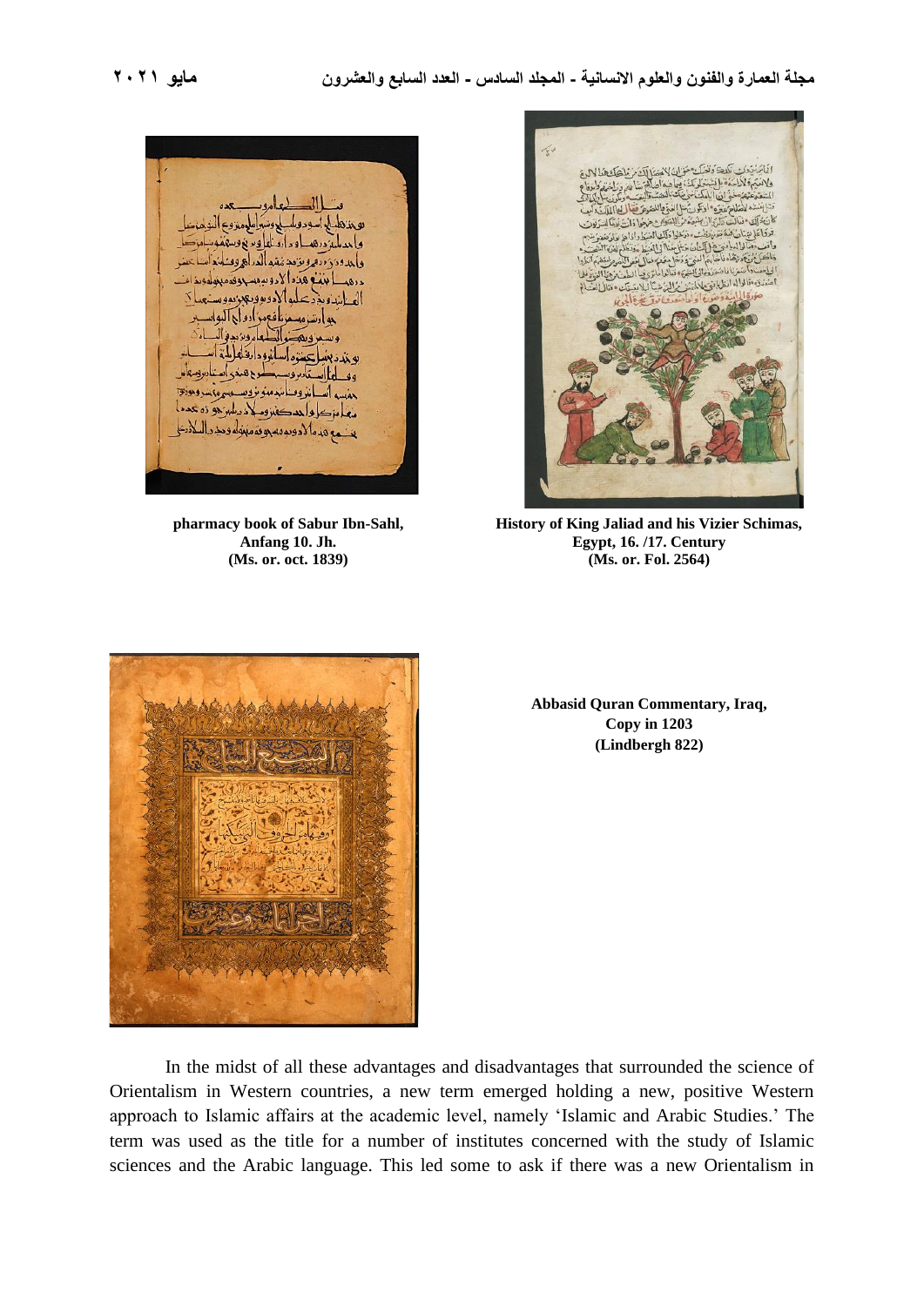pharmacy book of Sabur Ibn-Sahl,
Anfang 10. Jh.
(Ms. or. oct. 1839)

History of King Jaliad and his Vizier Schimas,
Egypt, 16. /17. Century
(Ms. or. Fol. 2564)

Abbasid Quran Commentary, Iraq,
Copy in 1203
(Lindbergh 822)

In the midst of all these advantages and disadvantages that surrounded the science of Orientalism in Western countries, a new term emerged holding a new, positive Western approach to Islamic affairs at the academic level, namely 'Islamic and Arabic Studies.' The term was used as the title for a number of institutes concerned with the study of Islamic sciences and the Arabic language. This led some to ask if there was a new Orientalism in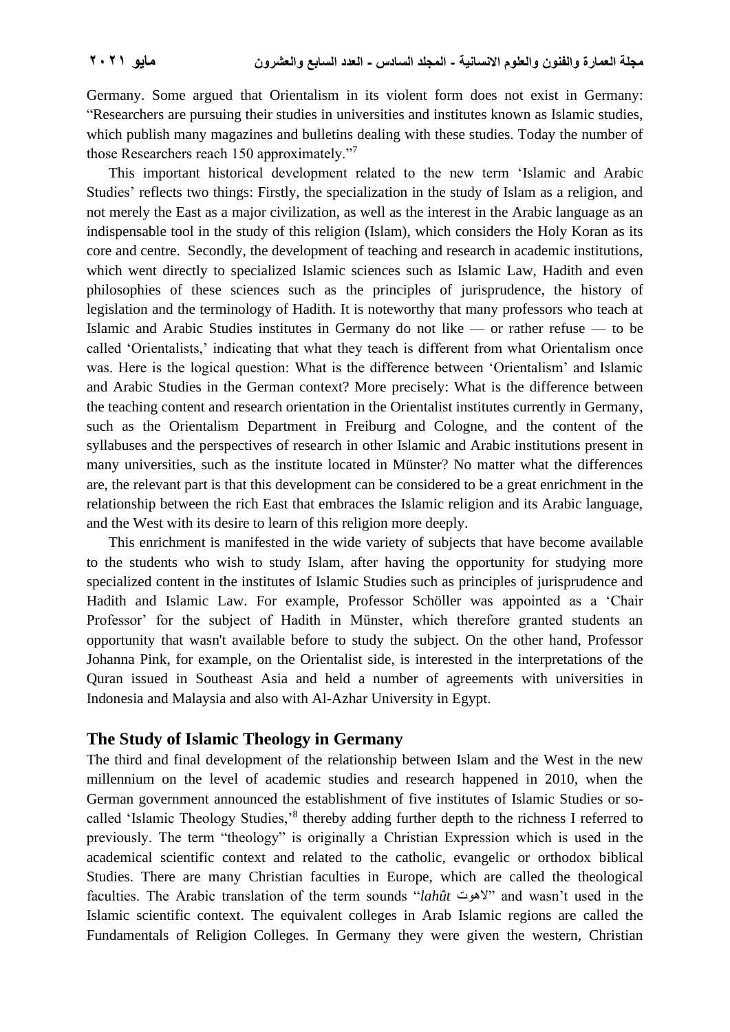Germany. Some argued that Orientalism in its violent form does not exist in Germany: "Researchers are pursuing their studies in universities and institutes known as Islamic studies, which publish many magazines and bulletins dealing with these studies. Today the number of those Researchers reach 150 approximately."[7]

This important historical development related to the new term 'Islamic and Arabic Studies' reflects two things: Firstly, the specialization in the study of Islam as a religion, and not merely the East as a major civilization, as well as the interest in the Arabic language as an indispensable tool in the study of this religion (Islam), which considers the Holy Koran as its core and centre. Secondly, the development of teaching and research in academic institutions, which went directly to specialized Islamic sciences such as Islamic Law, Hadith and even philosophies of these sciences such as the principles of jurisprudence, the history of legislation and the terminology of Hadith. It is noteworthy that many professors who teach at Islamic and Arabic Studies institutes in Germany do not like — or rather refuse — to be called 'Orientalists,' indicating that what they teach is different from what Orientalism once was. Here is the logical question: What is the difference between 'Orientalism' and Islamic and Arabic Studies in the German context? More precisely: What is the difference between the teaching content and research orientation in the Orientalist institutes currently in Germany, such as the Orientalism Department in Freiburg and Cologne, and the content of the syllabuses and the perspectives of research in other Islamic and Arabic institutions present in many universities, such as the institute located in Münster? No matter what the differences are, the relevant part is that this development can be considered to be a great enrichment in the relationship between the rich East that embraces the Islamic religion and its Arabic language, and the West with its desire to learn of this religion more deeply.

This enrichment is manifested in the wide variety of subjects that have become available to the students who wish to study Islam, after having the opportunity for studying more specialized content in the institutes of Islamic Studies such as principles of jurisprudence and Hadith and Islamic Law. For example, Professor Schöller was appointed as a 'Chair Professor' for the subject of Hadith in Münster, which therefore granted students an opportunity that wasn't available before to study the subject. On the other hand, Professor Johanna Pink, for example, on the Orientalist side, is interested in the interpretations of the Quran issued in Southeast Asia and held a number of agreements with universities in Indonesia and Malaysia and also with Al-Azhar University in Egypt.

## The Study of Islamic Theology in Germany

The third and final development of the relationship between Islam and the West in the new millennium on the level of academic studies and research happened in 2010, when the German government announced the establishment of five institutes of Islamic Studies or so-called 'Islamic Theology Studies,'[8] thereby adding further depth to the richness I referred to previously. The term "theology" is originally a Christian Expression which is used in the academical scientific context and related to the catholic, evangelic or orthodox biblical Studies. There are many Christian faculties in Europe, which are called the theological faculties. The Arabic translation of the term sounds "*lahût* لاهوت" and wasn't used in the Islamic scientific context. The equivalent colleges in Arab Islamic regions are called the Fundamentals of Religion Colleges. In Germany they were given the western, Christian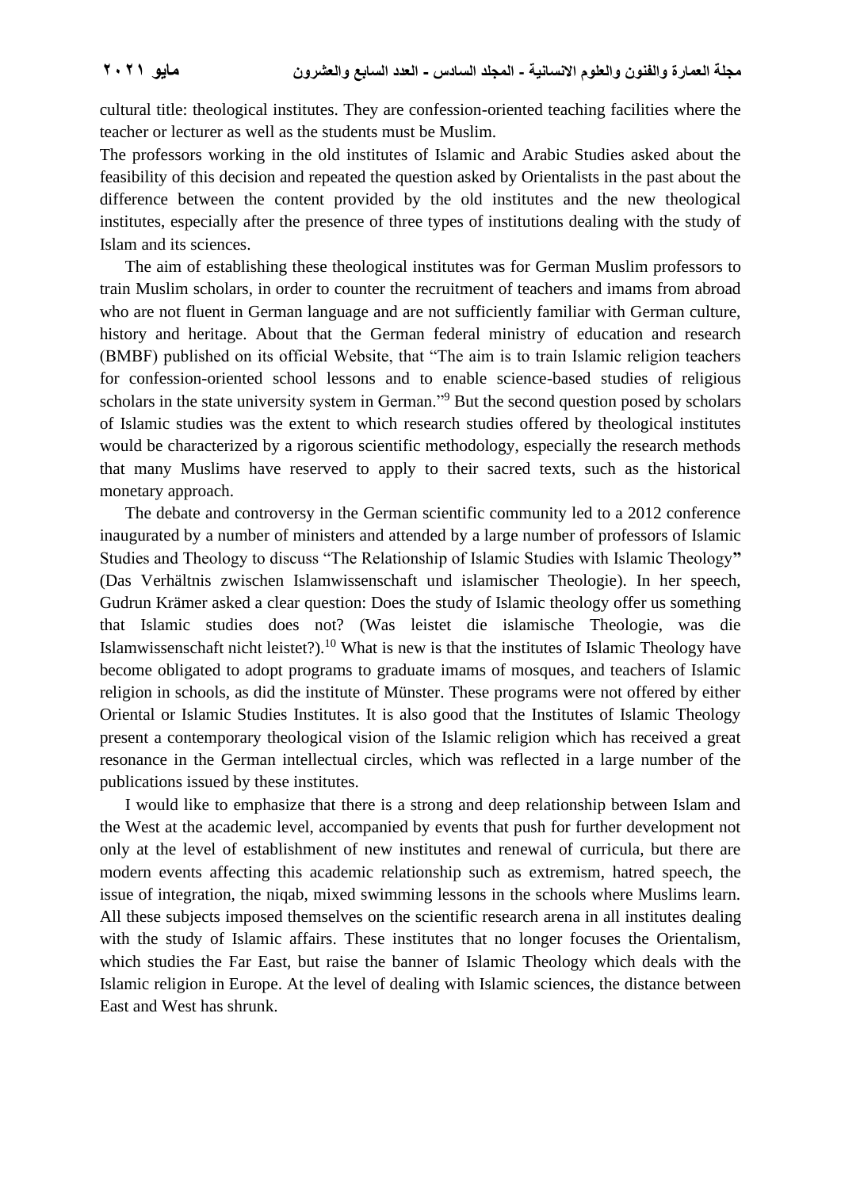cultural title: theological institutes. They are confession-oriented teaching facilities where the teacher or lecturer as well as the students must be Muslim.

The professors working in the old institutes of Islamic and Arabic Studies asked about the feasibility of this decision and repeated the question asked by Orientalists in the past about the difference between the content provided by the old institutes and the new theological institutes, especially after the presence of three types of institutions dealing with the study of Islam and its sciences.

The aim of establishing these theological institutes was for German Muslim professors to train Muslim scholars, in order to counter the recruitment of teachers and imams from abroad who are not fluent in German language and are not sufficiently familiar with German culture, history and heritage. About that the German federal ministry of education and research (BMBF) published on its official Website, that "The aim is to train Islamic religion teachers for confession-oriented school lessons and to enable science-based studies of religious scholars in the state university system in German."[9] But the second question posed by scholars of Islamic studies was the extent to which research studies offered by theological institutes would be characterized by a rigorous scientific methodology, especially the research methods that many Muslims have reserved to apply to their sacred texts, such as the historical monetary approach.

The debate and controversy in the German scientific community led to a 2012 conference inaugurated by a number of ministers and attended by a large number of professors of Islamic Studies and Theology to discuss "The Relationship of Islamic Studies with Islamic Theology**"** (Das Verhältnis zwischen Islamwissenschaft und islamischer Theologie). In her speech, Gudrun Krämer asked a clear question: Does the study of Islamic theology offer us something that Islamic studies does not? (Was leistet die islamische Theologie, was die Islamwissenschaft nicht leistet?).[10] What is new is that the institutes of Islamic Theology have become obligated to adopt programs to graduate imams of mosques, and teachers of Islamic religion in schools, as did the institute of Münster. These programs were not offered by either Oriental or Islamic Studies Institutes. It is also good that the Institutes of Islamic Theology present a contemporary theological vision of the Islamic religion which has received a great resonance in the German intellectual circles, which was reflected in a large number of the publications issued by these institutes.

I would like to emphasize that there is a strong and deep relationship between Islam and the West at the academic level, accompanied by events that push for further development not only at the level of establishment of new institutes and renewal of curricula, but there are modern events affecting this academic relationship such as extremism, hatred speech, the issue of integration, the niqab, mixed swimming lessons in the schools where Muslims learn. All these subjects imposed themselves on the scientific research arena in all institutes dealing with the study of Islamic affairs. These institutes that no longer focuses the Orientalism, which studies the Far East, but raise the banner of Islamic Theology which deals with the Islamic religion in Europe. At the level of dealing with Islamic sciences, the distance between East and West has shrunk.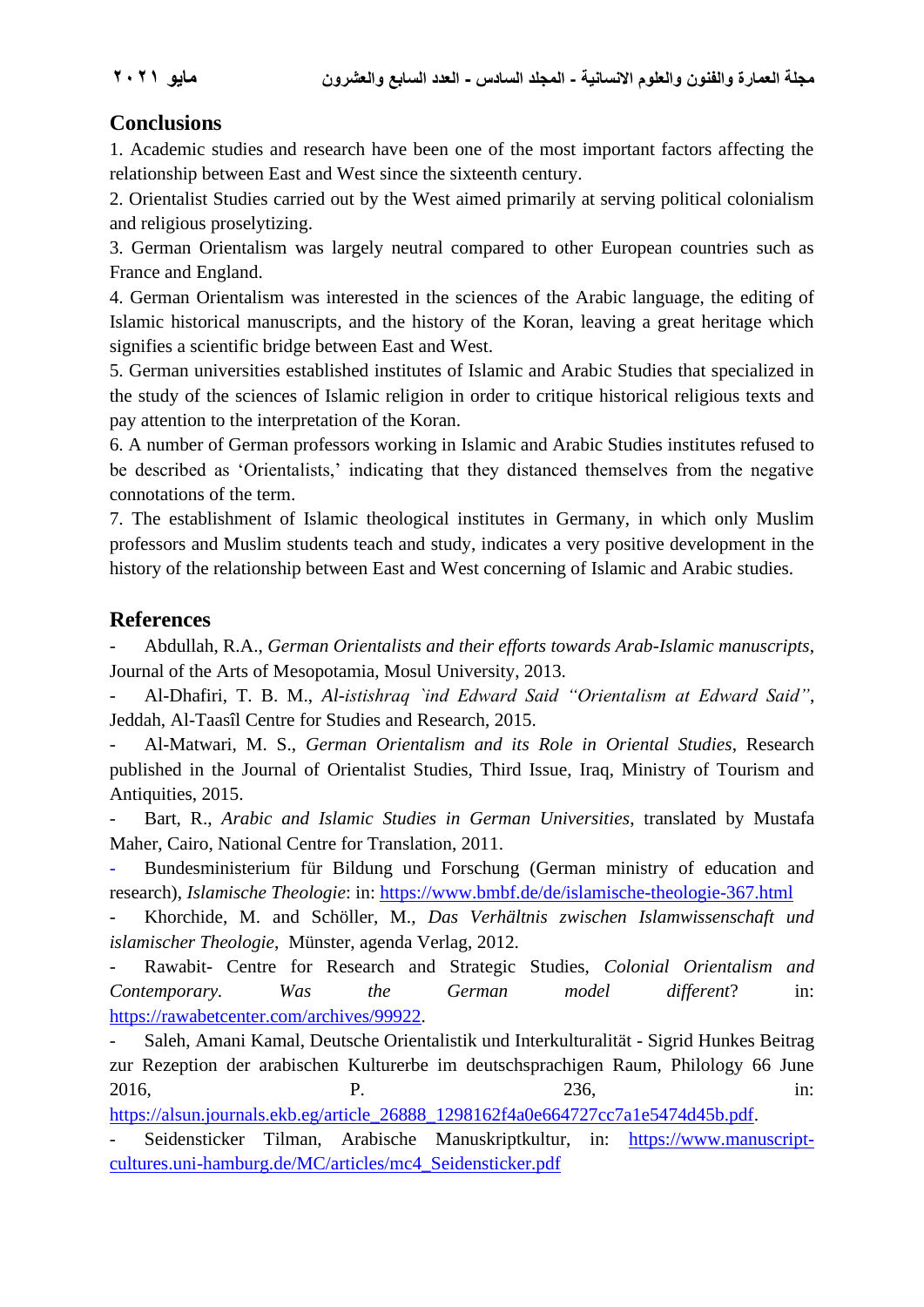## Conclusions

1. Academic studies and research have been one of the most important factors affecting the relationship between East and West since the sixteenth century.
2. Orientalist Studies carried out by the West aimed primarily at serving political colonialism and religious proselytizing.
3. German Orientalism was largely neutral compared to other European countries such as France and England.
4. German Orientalism was interested in the sciences of the Arabic language, the editing of Islamic historical manuscripts, and the history of the Koran, leaving a great heritage which signifies a scientific bridge between East and West.
5. German universities established institutes of Islamic and Arabic Studies that specialized in the study of the sciences of Islamic religion in order to critique historical religious texts and pay attention to the interpretation of the Koran.
6. A number of German professors working in Islamic and Arabic Studies institutes refused to be described as 'Orientalists,' indicating that they distanced themselves from the negative connotations of the term.
7. The establishment of Islamic theological institutes in Germany, in which only Muslim professors and Muslim students teach and study, indicates a very positive development in the history of the relationship between East and West concerning of Islamic and Arabic studies.

## References

- Abdullah, R.A., *German Orientalists and their efforts towards Arab-Islamic manuscripts*, Journal of the Arts of Mesopotamia, Mosul University, 2013.
- Al-Dhafiri, T. B. M., *Al-istishraq `ind Edward Said "Orientalism at Edward Said"*, Jeddah, Al-Taasîl Centre for Studies and Research, 2015.
- Al-Matwari, M. S., *German Orientalism and its Role in Oriental Studies*, Research published in the Journal of Orientalist Studies, Third Issue, Iraq, Ministry of Tourism and Antiquities, 2015.
- Bart, R., *Arabic and Islamic Studies in German Universities*, translated by Mustafa Maher, Cairo, National Centre for Translation, 2011.
- Bundesministerium für Bildung und Forschung (German ministry of education and research), *Islamische Theologie*: in: https://www.bmbf.de/de/islamische-theologie-367.html
- Khorchide, M. and Schöller, M., *Das Verhältnis zwischen Islamwissenschaft und islamischer Theologie*, Münster, agenda Verlag, 2012.
- Rawabit- Centre for Research and Strategic Studies, *Colonial Orientalism and Contemporary. Was the German model different*? in: https://rawabetcenter.com/archives/99922.
- Saleh, Amani Kamal, Deutsche Orientalistik und Interkulturalität - Sigrid Hunkes Beitrag zur Rezeption der arabischen Kulturerbe im deutschsprachigen Raum, Philology 66 June 2016, P. 236, in: https://alsun.journals.ekb.eg/article_26888_1298162f4a0e664727cc7a1e5474d45b.pdf.
- Seidensticker Tilman, Arabische Manuskriptkultur, in: https://www.manuscript-cultures.uni-hamburg.de/MC/articles/mc4_Seidensticker.pdf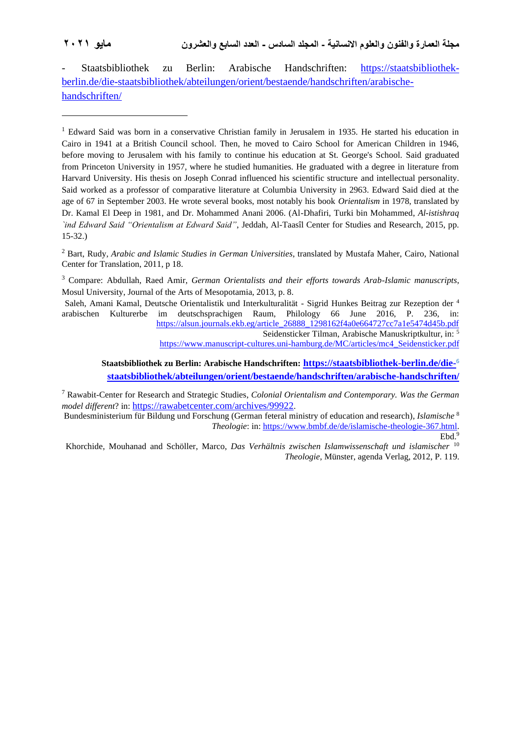- Staatsbibliothek zu Berlin: Arabische Handschriften: https://staatsbibliothek-berlin.de/die-staatsbibliothek/abteilungen/orient/bestaende/handschriften/arabische-handschriften/

---

[1] Edward Said was born in a conservative Christian family in Jerusalem in 1935. He started his education in Cairo in 1941 at a British Council school. Then, he moved to Cairo School for American Children in 1946, before moving to Jerusalem with his family to continue his education at St. George's School. Said graduated from Princeton University in 1957, where he studied humanities. He graduated with a degree in literature from Harvard University. His thesis on Joseph Conrad influenced his scientific structure and intellectual personality. Said worked as a professor of comparative literature at Columbia University in 2963. Edward Said died at the age of 67 in September 2003. He wrote several books, most notably his book *Orientalism* in 1978, translated by Dr. Kamal El Deep in 1981, and Dr. Mohammed Anani 2006. (Al-Dhafiri, Turki bin Mohammed, *Al-istishraq `ind Edward Said "Orientalism at Edward Said"*, Jeddah, Al-Taasîl Center for Studies and Research, 2015, pp. 15-32.)

[2] Bart, Rudy, *Arabic and Islamic Studies in German Universities*, translated by Mustafa Maher, Cairo, National Center for Translation, 2011, p 18.

[3] Compare: Abdullah, Raed Amir, *German Orientalists and their efforts towards Arab-Islamic manuscripts*, Mosul University, Journal of the Arts of Mesopotamia, 2013, p. 8.

[4] Saleh, Amani Kamal, Deutsche Orientalistik und Interkulturalität - Sigrid Hunkes Beitrag zur Rezeption der arabischen Kulturerbe im deutschsprachigen Raum, Philology 66 June 2016, P. 236, in: https://alsun.journals.ekb.eg/article_26888_1298162f4a0e664727cc7a1e5474d45b.pdf

[5] Seidensticker Tilman, Arabische Manuskriptkultur, in: https://www.manuscript-cultures.uni-hamburg.de/MC/articles/mc4_Seidensticker.pdf

[6] **Staatsbibliothek zu Berlin: Arabische Handschriften: https://staatsbibliothek-berlin.de/die-staatsbibliothek/abteilungen/orient/bestaende/handschriften/arabische-handschriften/**

[7] Rawabit-Center for Research and Strategic Studies, *Colonial Orientalism and Contemporary. Was the German model different*? in: https://rawabetcenter.com/archives/99922.

[8] Bundesministerium für Bildung und Forschung (German feteral ministry of education and research), *Islamische Theologie*: in: https://www.bmbf.de/de/islamische-theologie-367.html.

[9] Ebd.

[10] Khorchide, Mouhanad and Schöller, Marco, *Das Verhältnis zwischen Islamwissenschaft und islamischer Theologie*, Münster, agenda Verlag, 2012, P. 119.